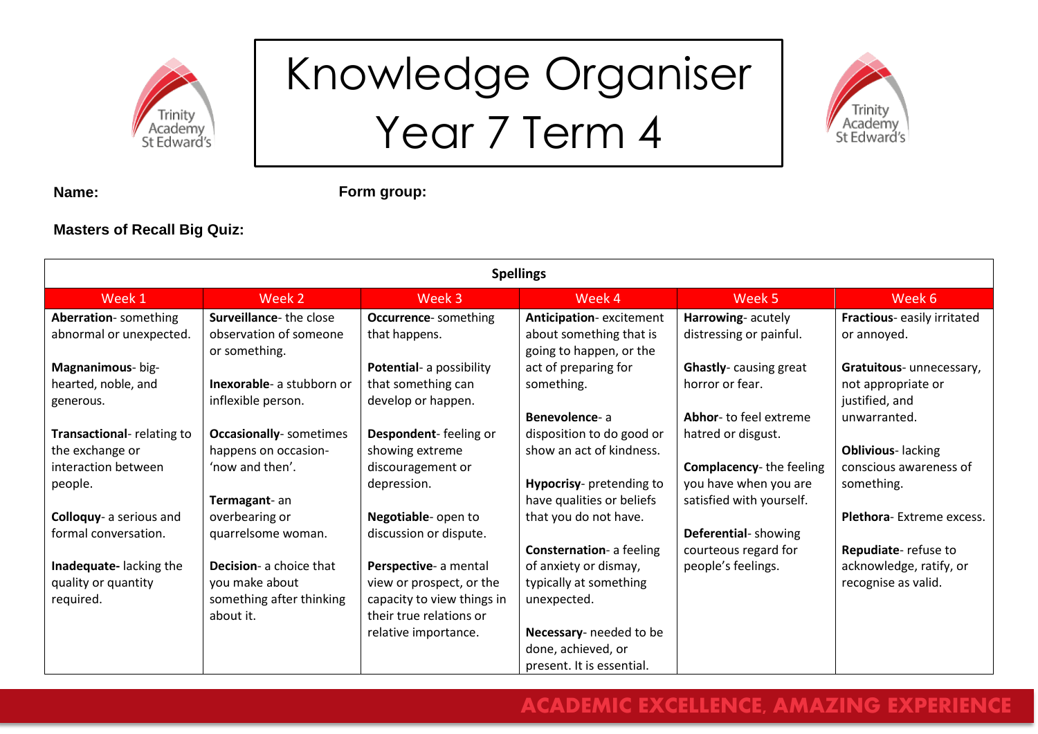# Knowledge Organiser
# Year 7 Term 4

**Name:** **Form group:**

**Masters of Recall Big Quiz:**

| Spellings | | | | | |
|---|---|---|---|---|---|
| Week 1 | Week 2 | Week 3 | Week 4 | Week 5 | Week 6 |
| **Aberration**- something abnormal or unexpected.<br><br>**Magnanimous**- big-hearted, noble, and generous.<br><br>**Transactional**- relating to the exchange or interaction between people.<br><br>**Colloquy**- a serious and formal conversation.<br><br>**Inadequate-** lacking the quality or quantity required. | **Surveillance**- the close observation of someone or something.<br><br>**Inexorable**- a stubborn or inflexible person.<br><br>**Occasionally**- sometimes happens on occasion- 'now and then'.<br><br>**Termagant**- an overbearing or quarrelsome woman.<br><br>**Decision**- a choice that you make about something after thinking about it. | **Occurrence**- something that happens.<br><br>**Potential**- a possibility that something can develop or happen.<br><br>**Despondent**- feeling or showing extreme discouragement or depression.<br><br>**Negotiable**- open to discussion or dispute.<br><br>**Perspective**- a mental view or prospect, or the capacity to view things in their true relations or relative importance. | **Anticipation**- excitement about something that is going to happen, or the act of preparing for something.<br><br>**Benevolence**- a disposition to do good or show an act of kindness.<br><br>**Hypocrisy**- pretending to have qualities or beliefs that you do not have.<br><br>**Consternation**- a feeling of anxiety or dismay, typically at something unexpected.<br><br>**Necessary**- needed to be done, achieved, or present. It is essential. | **Harrowing**- acutely distressing or painful.<br><br>**Ghastly**- causing great horror or fear.<br><br>**Abhor**- to feel extreme hatred or disgust.<br><br>**Complacency**- the feeling you have when you are satisfied with yourself.<br><br>**Deferential**- showing courteous regard for people's feelings. | **Fractious**- easily irritated or annoyed.<br><br>**Gratuitous**- unnecessary, not appropriate or justified, and unwarranted.<br><br>**Oblivious**- lacking conscious awareness of something.<br><br>**Plethora**- Extreme excess.<br><br>**Repudiate**- refuse to acknowledge, ratify, or recognise as valid. |

ACADEMIC EXCELLENCE, AMAZING EXPERIENCE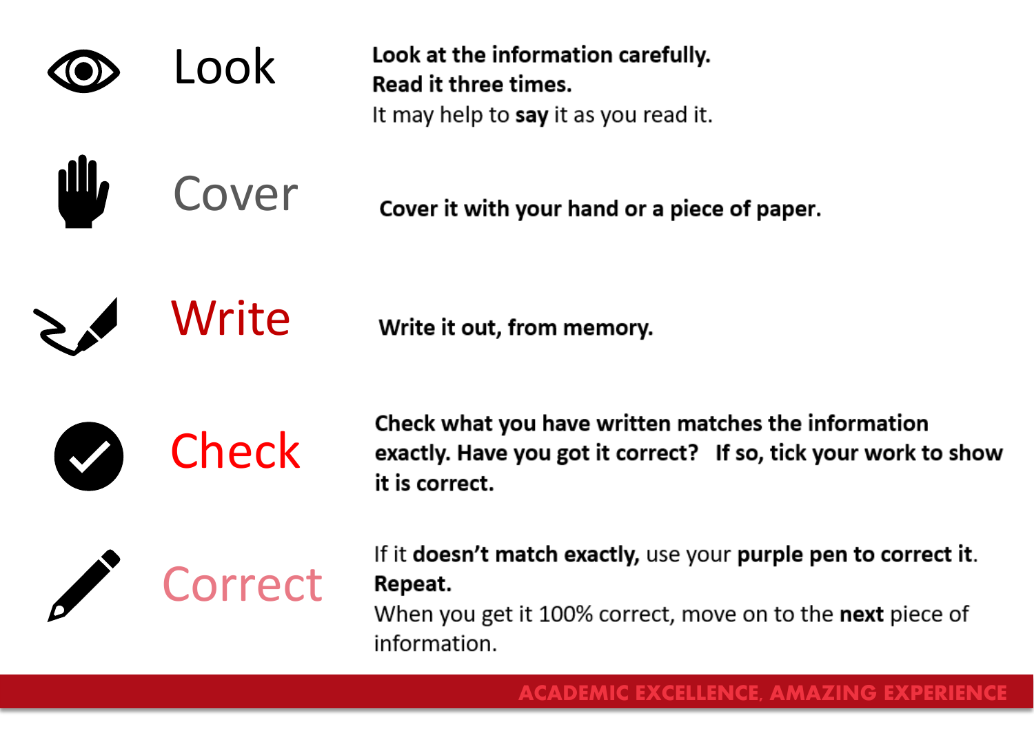## Look

**Look at the information carefully.**
**Read it three times.**
It may help to **say** it as you read it.

## Cover

**Cover it with your hand or a piece of paper.**

## Write

**Write it out, from memory.**

## Check

**Check what you have written matches the information exactly. Have you got it correct? If so, tick your work to show it is correct.**

## Correct

If it **doesn't match exactly,** use your **purple pen to correct it**.
**Repeat.**
When you get it 100% correct, move on to the **next** piece of information.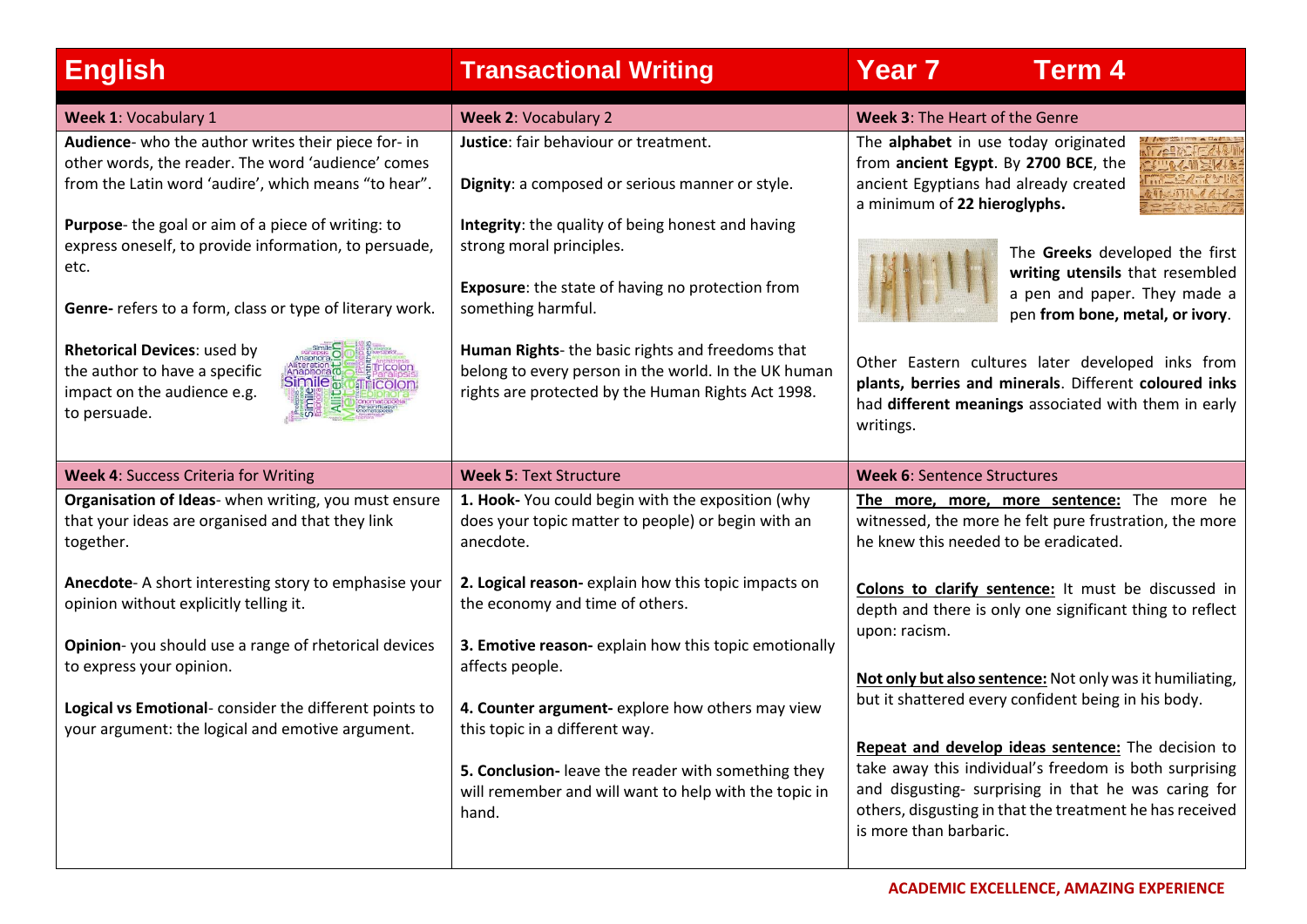# English | Transactional Writing | Year 7 Term 4

## Week 1: Vocabulary 1

**Audience**- who the author writes their piece for- in other words, the reader. The word 'audience' comes from the Latin word 'audire', which means "to hear".

**Purpose**- the goal or aim of a piece of writing: to express oneself, to provide information, to persuade, etc.

**Genre-** refers to a form, class or type of literary work.

**Rhetorical Devices**: used by the author to have a specific impact on the audience e.g. to persuade.

## Week 2: Vocabulary 2

**Justice**: fair behaviour or treatment.

**Dignity**: a composed or serious manner or style.

**Integrity**: the quality of being honest and having strong moral principles.

**Exposure**: the state of having no protection from something harmful.

**Human Rights**- the basic rights and freedoms that belong to every person in the world. In the UK human rights are protected by the Human Rights Act 1998.

## Week 3: The Heart of the Genre

The **alphabet** in use today originated from **ancient Egypt**. By **2700 BCE**, the ancient Egyptians had already created a minimum of **22 hieroglyphs.**

The **Greeks** developed the first **writing utensils** that resembled a pen and paper. They made a pen **from bone, metal, or ivory**.

Other Eastern cultures later developed inks from **plants, berries and minerals**. Different **coloured inks** had **different meanings** associated with them in early writings.

## Week 4: Success Criteria for Writing

**Organisation of Ideas**- when writing, you must ensure that your ideas are organised and that they link together.

**Anecdote**- A short interesting story to emphasise your opinion without explicitly telling it.

**Opinion**- you should use a range of rhetorical devices to express your opinion.

**Logical vs Emotional**- consider the different points to your argument: the logical and emotive argument.

## Week 5: Text Structure

**1. Hook-** You could begin with the exposition (why does your topic matter to people) or begin with an anecdote.

**2. Logical reason-** explain how this topic impacts on the economy and time of others.

**3. Emotive reason-** explain how this topic emotionally affects people.

**4. Counter argument-** explore how others may view this topic in a different way.

**5. Conclusion-** leave the reader with something they will remember and will want to help with the topic in hand.

## Week 6: Sentence Structures

**The more, more, more sentence:** The more he witnessed, the more he felt pure frustration, the more he knew this needed to be eradicated.

**Colons to clarify sentence:** It must be discussed in depth and there is only one significant thing to reflect upon: racism.

**Not only but also sentence:** Not only was it humiliating, but it shattered every confident being in his body.

**Repeat and develop ideas sentence:** The decision to take away this individual's freedom is both surprising and disgusting- surprising in that he was caring for others, disgusting in that the treatment he has received is more than barbaric.

**ACADEMIC EXCELLENCE, AMAZING EXPERIENCE**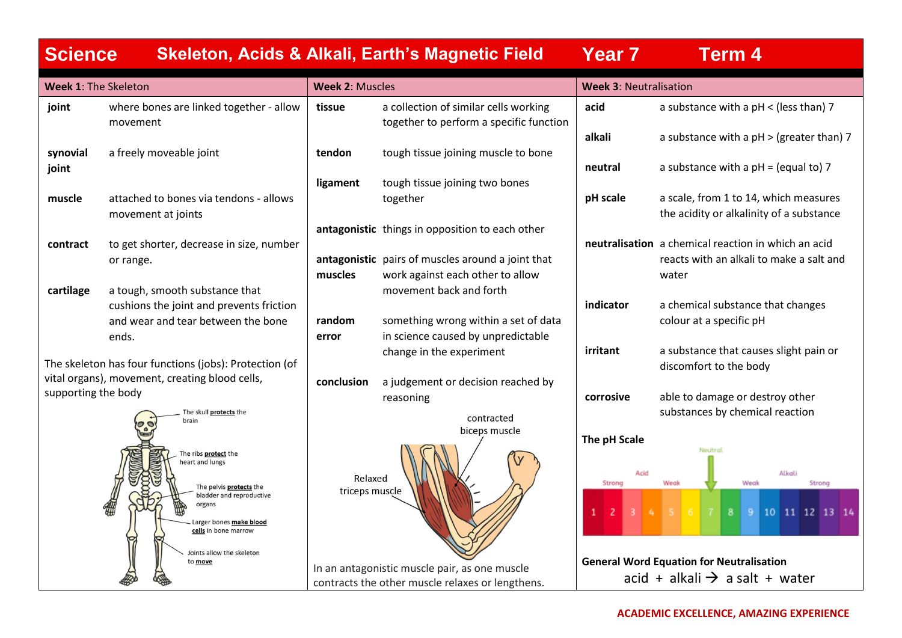# Science — Skeleton, Acids & Alkali, Earth's Magnetic Field — Year 7 — Term 4

## Week 1: The Skeleton

| | |
|---|---|
| **joint** | where bones are linked together - allow movement |
| **synovial joint** | a freely moveable joint |
| **muscle** | attached to bones via tendons - allows movement at joints |
| **contract** | to get shorter, decrease in size, number or range. |
| **cartilage** | a tough, smooth substance that cushions the joint and prevents friction and wear and tear between the bone ends. |

The skeleton has four functions (jobs): Protection (of vital organs), movement, creating blood cells, supporting the body

The skull **protects** the brain

The ribs **protect** the heart and lungs

The pelvis **protects** the bladder and reproductive organs

Larger bones **make blood cells** in bone marrow

Joints allow the skeleton to **move**

## Week 2: Muscles

| | |
|---|---|
| **tissue** | a collection of similar cells working together to perform a specific function |
| **tendon** | tough tissue joining muscle to bone |
| **ligament** | tough tissue joining two bones together |
| **antagonistic** | things in opposition to each other |
| **antagonistic muscles** | pairs of muscles around a joint that work against each other to allow movement back and forth |
| **random error** | something wrong within a set of data in science caused by unpredictable change in the experiment |
| **conclusion** | a judgement or decision reached by reasoning |

contracted biceps muscle

Relaxed triceps muscle

In an antagonistic muscle pair, as one muscle contracts the other muscle relaxes or lengthens.

## Week 3: Neutralisation

| | |
|---|---|
| **acid** | a substance with a pH < (less than) 7 |
| **alkali** | a substance with a pH > (greater than) 7 |
| **neutral** | a substance with a pH = (equal to) 7 |
| **pH scale** | a scale, from 1 to 14, which measures the acidity or alkalinity of a substance |
| **neutralisation** | a chemical reaction in which an acid reacts with an alkali to make a salt and water |
| **indicator** | a chemical substance that changes colour at a specific pH |
| **irritant** | a substance that causes slight pain or discomfort to the body |
| **corrosive** | able to damage or destroy other substances by chemical reaction |

**The pH Scale**

Neutral

Acid: Strong, Weak — Alkali: Weak, Strong

1 2 3 4 5 6 7 8 9 10 11 12 13 14

**General Word Equation for Neutralisation**

acid + alkali → a salt + water

ACADEMIC EXCELLENCE, AMAZING EXPERIENCE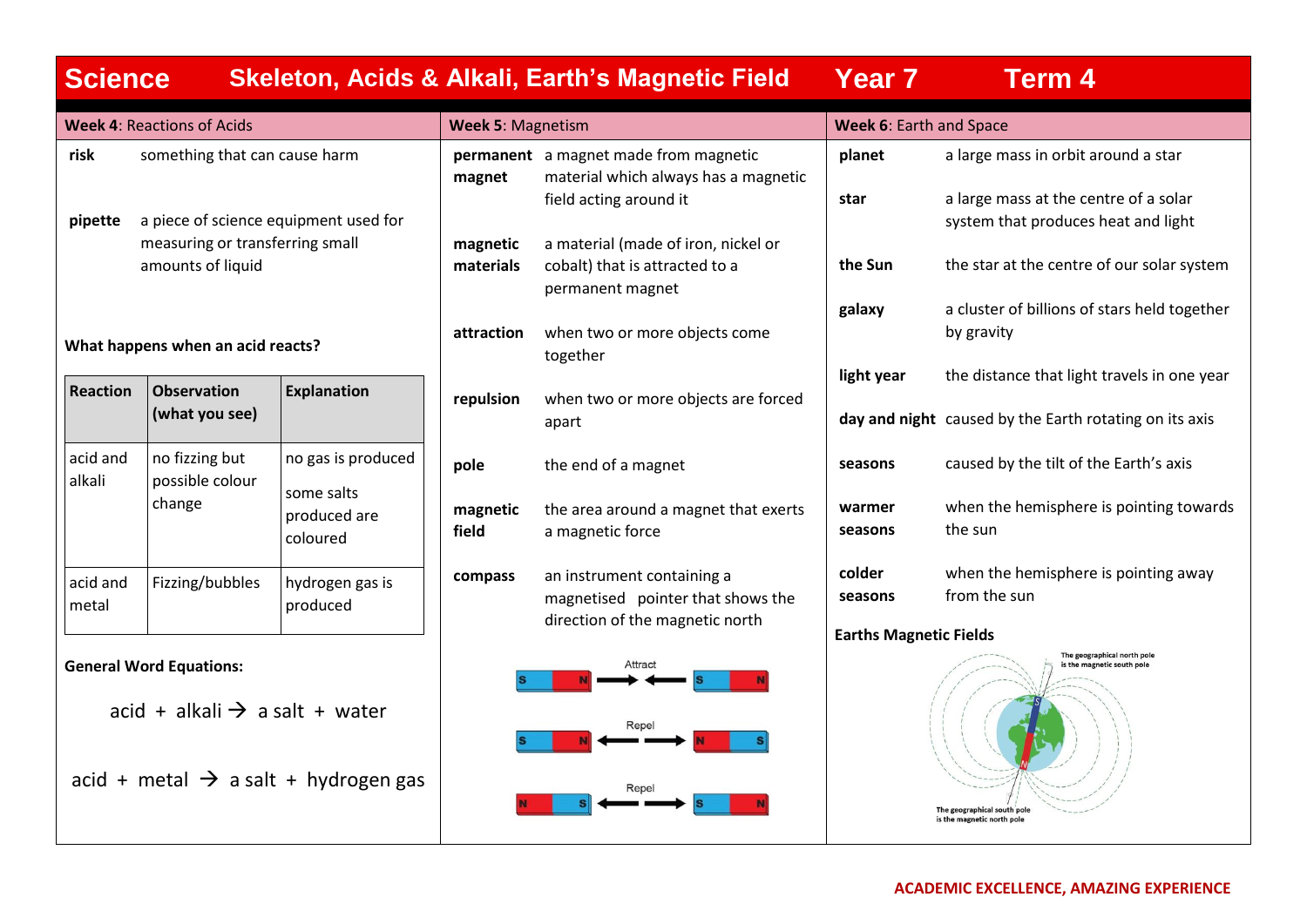# Science — Skeleton, Acids & Alkali, Earth's Magnetic Field — Year 7 — Term 4

## Week 4: Reactions of Acids

**risk** something that can cause harm

**pipette** a piece of science equipment used for measuring or transferring small amounts of liquid

**What happens when an acid reacts?**

| Reaction | Observation (what you see) | Explanation |
|---|---|---|
| acid and alkali | no fizzing but possible colour change | no gas is produced<br><br>some salts produced are coloured |
| acid and metal | Fizzing/bubbles | hydrogen gas is produced |

**General Word Equations:**

acid + alkali → a salt + water

acid + metal → a salt + hydrogen gas

## Week 5: Magnetism

**permanent magnet** a magnet made from magnetic material which always has a magnetic field acting around it

**magnetic materials** a material (made of iron, nickel or cobalt) that is attracted to a permanent magnet

**attraction** when two or more objects come together

**repulsion** when two or more objects are forced apart

**pole** the end of a magnet

**magnetic field** the area around a magnet that exerts a magnetic force

**compass** an instrument containing a magnetised pointer that shows the direction of the magnetic north

S N → ← S N — Attract

S N ← → N S — Repel

N S ← → S N — Repel

## Week 6: Earth and Space

**planet** a large mass in orbit around a star

**star** a large mass at the centre of a solar system that produces heat and light

**the Sun** the star at the centre of our solar system

**galaxy** a cluster of billions of stars held together by gravity

**light year** the distance that light travels in one year

**day and night** caused by the Earth rotating on its axis

**seasons** caused by the tilt of the Earth's axis

**warmer seasons** when the hemisphere is pointing towards the sun

**colder seasons** when the hemisphere is pointing away from the sun

**Earths Magnetic Fields**

The geographical north pole is the magnetic south pole

The geographical south pole is the magnetic north pole

ACADEMIC EXCELLENCE, AMAZING EXPERIENCE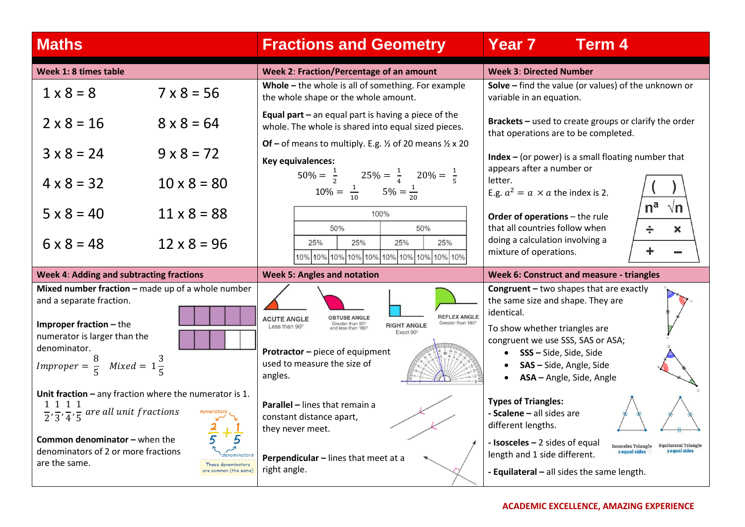# Maths — Fractions and Geometry — Year 7 Term 4

## Week 1: 8 times table

| | |
|---|---|
| 1 x 8 = 8 | 7 x 8 = 56 |
| 2 x 8 = 16 | 8 x 8 = 64 |
| 3 x 8 = 24 | 9 x 8 = 72 |
| 4 x 8 = 32 | 10 x 8 = 80 |
| 5 x 8 = 40 | 11 x 8 = 88 |
| 6 x 8 = 48 | 12 x 8 = 96 |

## Week 2: Fraction/Percentage of an amount

**Whole –** the whole is all of something. For example the whole shape or the whole amount.

**Equal part –** an equal part is having a piece of the whole. The whole is shared into equal sized pieces.

**Of –** of means to multiply. E.g. ½ of 20 means ½ x 20

**Key equivalences:**

$50\% = \frac{1}{2}$ $25\% = \frac{1}{4}$ $20\% = \frac{1}{5}$

$10\% = \frac{1}{10}$ $5\% = \frac{1}{20}$

| 100% | | | | | | | | | |
|---|---|---|---|---|---|---|---|---|---|
| 50% | | | | | 50% | | | | |
| 25% | | 25% | | | 25% | | 25% | | |
| 10% | 10% | 10% | 10% | 10% | 10% | 10% | 10% | 10% | 10% |

## Week 3: Directed Number

**Solve –** find the value (or values) of the unknown or variable in an equation.

**Brackets –** used to create groups or clarify the order that operations are to be completed.

**Index –** (or power) is a small floating number that appears after a number or letter.
E.g. $a^2 = a \times a$ the index is 2.

**Order of operations** – the rule that all countries follow when doing a calculation involving a mixture of operations.

( )
$n^a$ √n
÷ ×
\+ −

## Week 4: Adding and subtracting fractions

**Mixed number fraction –** made up of a whole number and a separate fraction.

**Improper fraction –** the numerator is larger than the denominator.

$Improper = \frac{8}{5}$ $Mixed = 1\frac{3}{5}$

**Unit fraction –** any fraction where the numerator is 1.

$\frac{1}{2}, \frac{1}{3}, \frac{1}{4}, \frac{1}{5}$ *are all unit fractions*

**Common denominator –** when the denominators of 2 or more fractions are the same.

numerators
$\frac{2}{5} + \frac{1}{5}$
denominators
These denominators are common (the same)

## Week 5: Angles and notation

ACUTE ANGLE – Less than 90°
OBTUSE ANGLE – Greater than 90° and less than 180°
RIGHT ANGLE – Exact 90°
REFLEX ANGLE – Greater than 180°

**Protractor –** piece of equipment used to measure the size of angles.

**Parallel –** lines that remain a constant distance apart, they never meet.

**Perpendicular –** lines that meet at a right angle.

## Week 6: Construct and measure - triangles

**Congruent –** two shapes that are exactly the same size and shape. They are identical.

To show whether triangles are congruent we use SSS, SAS or ASA;

- **SSS –** Side, Side, Side
- **SAS –** Side, Angle, Side
- **ASA –** Angle, Side, Angle

**Types of Triangles:**

**- Scalene –** all sides are different lengths.

**- Isosceles –** 2 sides of equal length and 1 side different.

**- Equilateral –** all sides the same length.

Isosceles Triangle – 2 equal sides
Equilateral Triangle – 3 equal sides

ACADEMIC EXCELLENCE, AMAZING EXPERIENCE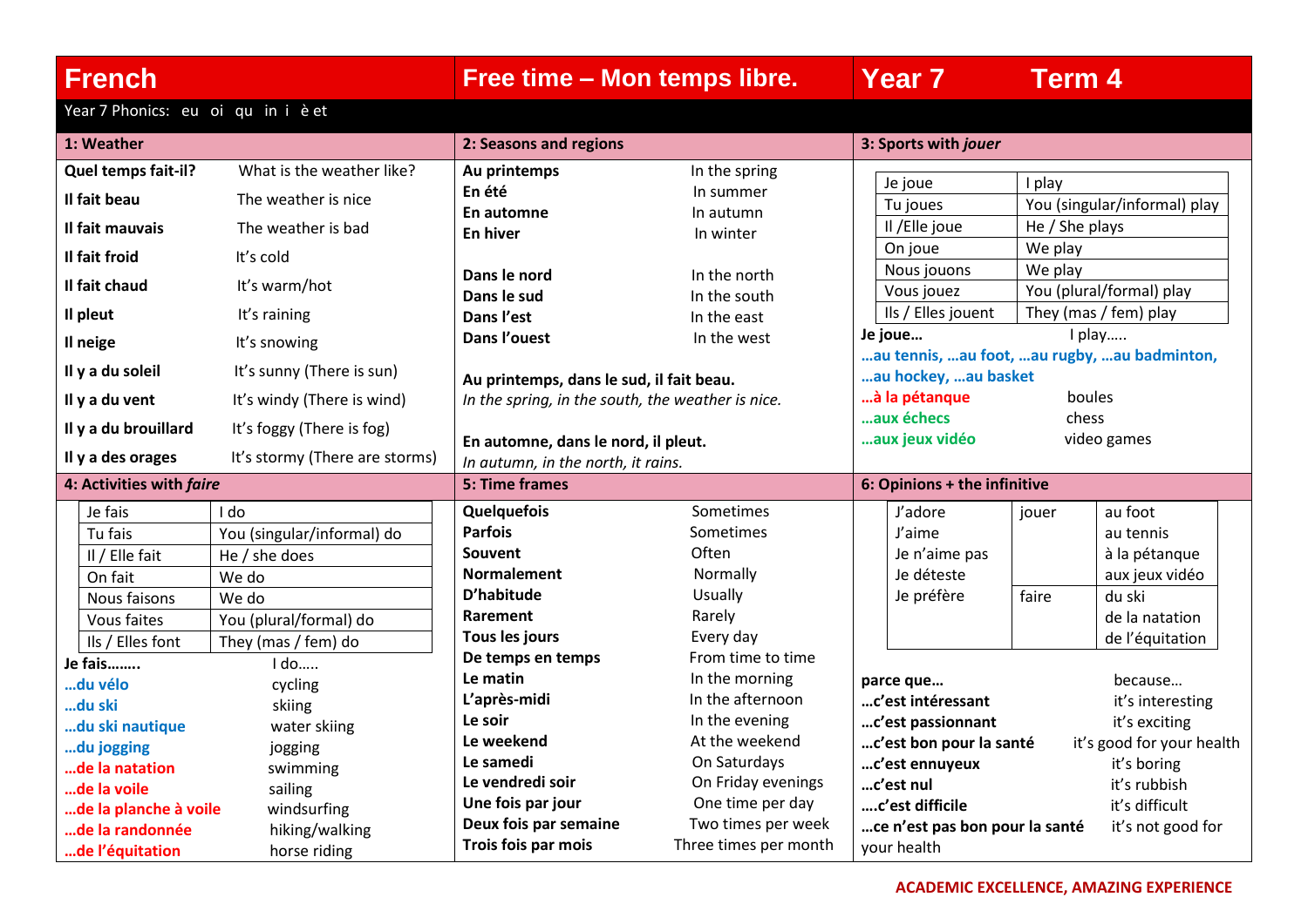# French — Free time – Mon temps libre. — Year 7 Term 4

Year 7 Phonics: eu oi qu in i è et

## 1: Weather

| | |
|---|---|
| **Quel temps fait-il?** | What is the weather like? |
| **Il fait beau** | The weather is nice |
| **Il fait mauvais** | The weather is bad |
| **Il fait froid** | It's cold |
| **Il fait chaud** | It's warm/hot |
| **Il pleut** | It's raining |
| **Il neige** | It's snowing |
| **Il y a du soleil** | It's sunny (There is sun) |
| **Il y a du vent** | It's windy (There is wind) |
| **Il y a du brouillard** | It's foggy (There is fog) |
| **Il y a des orages** | It's stormy (There are storms) |

## 2: Seasons and regions

| | |
|---|---|
| **Au printemps** | In the spring |
| **En été** | In summer |
| **En automne** | In autumn |
| **En hiver** | In winter |

| | |
|---|---|
| **Dans le nord** | In the north |
| **Dans le sud** | In the south |
| **Dans l'est** | In the east |
| **Dans l'ouest** | In the west |

**Au printemps, dans le sud, il fait beau.**
*In the spring, in the south, the weather is nice.*

**En automne, dans le nord, il pleut.**
*In autumn, in the north, it rains.*

## 3: Sports with *jouer*

| | |
|---|---|
| Je joue | I play |
| Tu joues | You (singular/informal) play |
| Il /Elle joue | He / She plays |
| On joue | We play |
| Nous jouons | We play |
| Vous jouez | You (plural/formal) play |
| Ils / Elles jouent | They (mas / fem) play |

**Je joue…** I play…..

**…au tennis, …au foot, …au rugby, …au badminton, …au hockey, …au basket**

| | |
|---|---|
| **…à la pétanque** | boules |
| **…aux échecs** | chess |
| **…aux jeux vidéo** | video games |

## 4: Activities with *faire*

| | |
|---|---|
| Je fais | I do |
| Tu fais | You (singular/informal) do |
| Il / Elle fait | He / she does |
| On fait | We do |
| Nous faisons | We do |
| Vous faites | You (plural/formal) do |
| Ils / Elles font | They (mas / fem) do |

| | |
|---|---|
| **Je fais……..** | I do….. |
| **…du vélo** | cycling |
| **…du ski** | skiing |
| **…du ski nautique** | water skiing |
| **…du jogging** | jogging |
| **…de la natation** | swimming |
| **…de la voile** | sailing |
| **…de la planche à voile** | windsurfing |
| **…de la randonnée** | hiking/walking |
| **…de l'équitation** | horse riding |

## 5: Time frames

| | |
|---|---|
| **Quelquefois** | Sometimes |
| **Parfois** | Sometimes |
| **Souvent** | Often |
| **Normalement** | Normally |
| **D'habitude** | Usually |
| **Rarement** | Rarely |
| **Tous les jours** | Every day |
| **De temps en temps** | From time to time |
| **Le matin** | In the morning |
| **L'après-midi** | In the afternoon |
| **Le soir** | In the evening |
| **Le weekend** | At the weekend |
| **Le samedi** | On Saturdays |
| **Le vendredi soir** | On Friday evenings |
| **Une fois par jour** | One time per day |
| **Deux fois par semaine** | Two times per week |
| **Trois fois par mois** | Three times per month |

## 6: Opinions + the infinitive

| | | |
|---|---|---|
| J'adore | jouer | au foot |
| J'aime | | au tennis |
| Je n'aime pas | | à la pétanque |
| Je déteste | | aux jeux vidéo |
| Je préfère | faire | du ski |
| | | de la natation |
| | | de l'équitation |

| | |
|---|---|
| **parce que…** | because… |
| **…c'est intéressant** | it's interesting |
| **…c'est passionnant** | it's exciting |
| **…c'est bon pour la santé** | it's good for your health |
| **…c'est ennuyeux** | it's boring |
| **…c'est nul** | it's rubbish |
| **….c'est difficile** | it's difficult |
| **…ce n'est pas bon pour la santé** | it's not good for your health |

ACADEMIC EXCELLENCE, AMAZING EXPERIENCE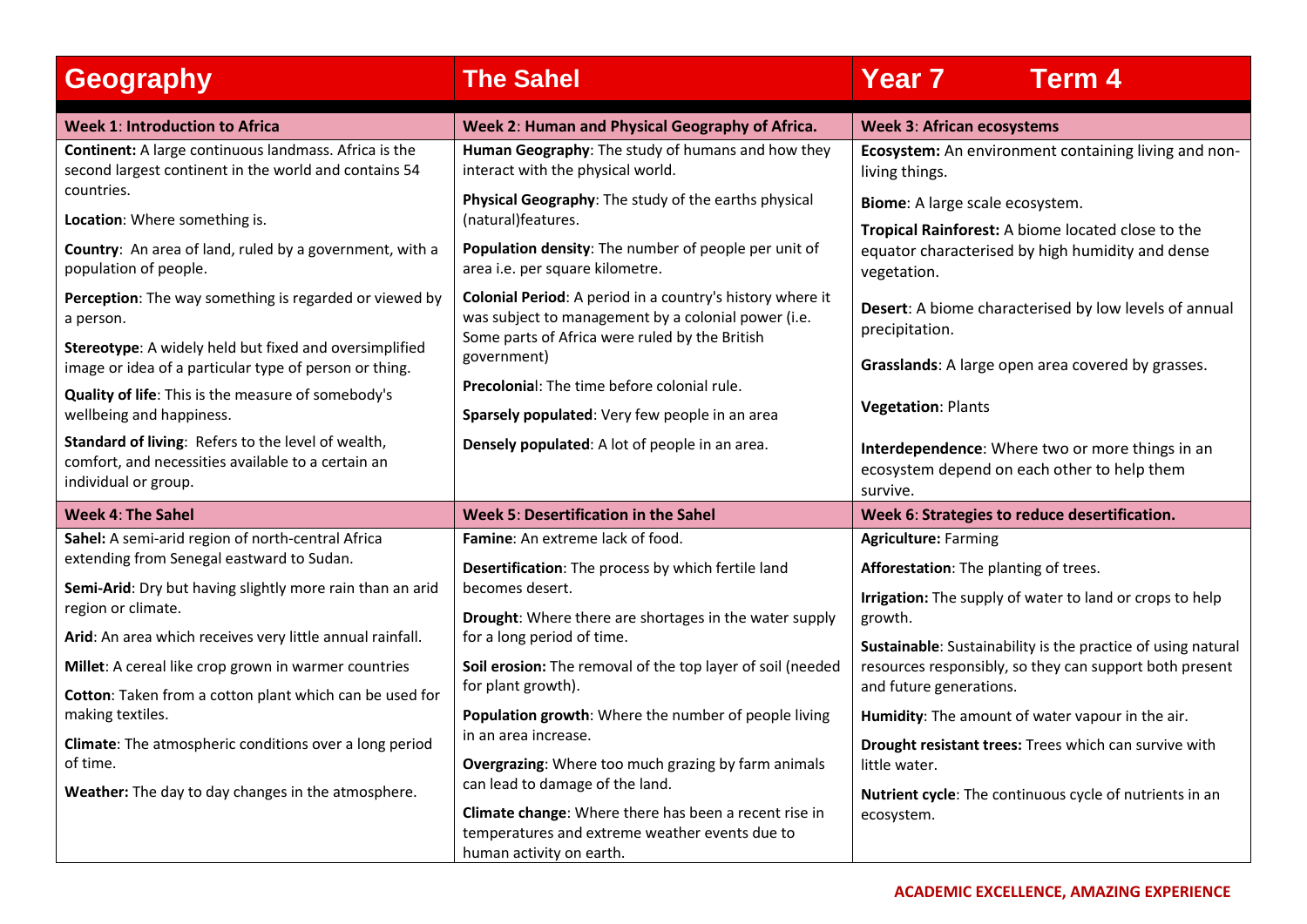# Geography | The Sahel | Year 7 Term 4

## Week 1: Introduction to Africa

**Continent:** A large continuous landmass. Africa is the second largest continent in the world and contains 54 countries.

**Location**: Where something is.

**Country**: An area of land, ruled by a government, with a population of people.

**Perception**: The way something is regarded or viewed by a person.

**Stereotype**: A widely held but fixed and oversimplified image or idea of a particular type of person or thing.

**Quality of life**: This is the measure of somebody's wellbeing and happiness.

**Standard of living**: Refers to the level of wealth, comfort, and necessities available to a certain an individual or group.

## Week 2: Human and Physical Geography of Africa.

**Human Geography**: The study of humans and how they interact with the physical world.

**Physical Geography**: The study of the earths physical (natural)features.

**Population density**: The number of people per unit of area i.e. per square kilometre.

**Colonial Period**: A period in a country's history where it was subject to management by a colonial power (i.e. Some parts of Africa were ruled by the British government)

**Precolonia**l: The time before colonial rule.

**Sparsely populated**: Very few people in an area

**Densely populated**: A lot of people in an area.

## Week 3: African ecosystems

**Ecosystem:** An environment containing living and non-living things.

**Biome**: A large scale ecosystem.

**Tropical Rainforest:** A biome located close to the equator characterised by high humidity and dense vegetation.

**Desert**: A biome characterised by low levels of annual precipitation.

**Grasslands**: A large open area covered by grasses.

**Vegetation**: Plants

**Interdependence**: Where two or more things in an ecosystem depend on each other to help them survive.

## Week 4: The Sahel

**Sahel:** A semi-arid region of north-central Africa extending from Senegal eastward to Sudan.

**Semi-Arid**: Dry but having slightly more rain than an arid region or climate.

**Arid**: An area which receives very little annual rainfall.

**Millet**: A cereal like crop grown in warmer countries

**Cotton**: Taken from a cotton plant which can be used for making textiles.

**Climate**: The atmospheric conditions over a long period of time.

**Weather:** The day to day changes in the atmosphere.

## Week 5: Desertification in the Sahel

**Famine**: An extreme lack of food.

**Desertification**: The process by which fertile land becomes desert.

**Drought**: Where there are shortages in the water supply for a long period of time.

**Soil erosion:** The removal of the top layer of soil (needed for plant growth).

**Population growth**: Where the number of people living in an area increase.

**Overgrazing**: Where too much grazing by farm animals can lead to damage of the land.

**Climate change**: Where there has been a recent rise in temperatures and extreme weather events due to human activity on earth.

## Week 6: Strategies to reduce desertification.

**Agriculture:** Farming

**Afforestation**: The planting of trees.

**Irrigation:** The supply of water to land or crops to help growth.

**Sustainable**: Sustainability is the practice of using natural resources responsibly, so they can support both present and future generations.

**Humidity**: The amount of water vapour in the air.

**Drought resistant trees:** Trees which can survive with little water.

**Nutrient cycle**: The continuous cycle of nutrients in an ecosystem.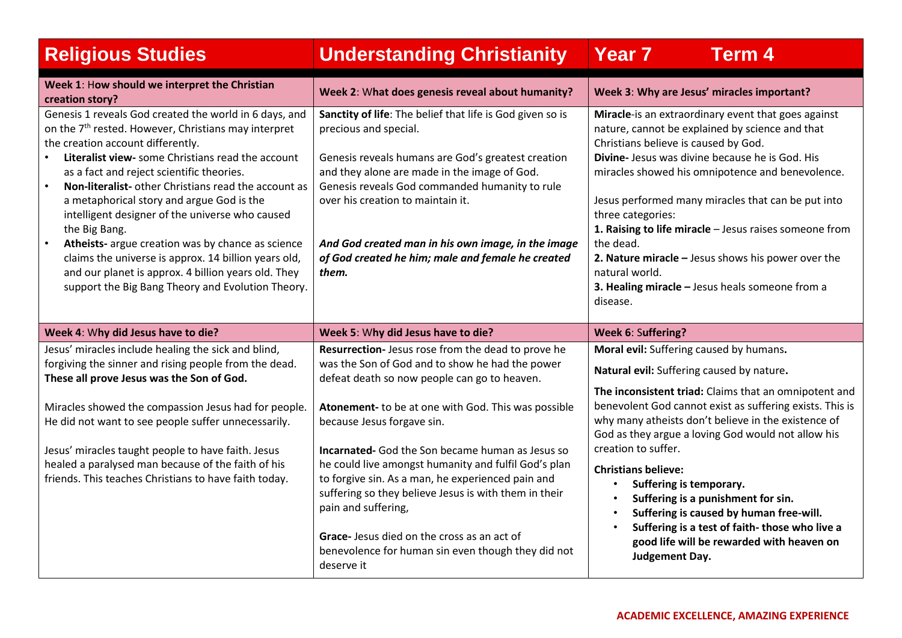# Religious Studies | Understanding Christianity | Year 7 Term 4

## Week 1: How should we interpret the Christian creation story?

Genesis 1 reveals God created the world in 6 days, and on the 7th rested. However, Christians may interpret the creation account differently.

- **Literalist view-** some Christians read the account as a fact and reject scientific theories.
- **Non-literalist-** other Christians read the account as a metaphorical story and argue God is the intelligent designer of the universe who caused the Big Bang.
- **Atheists-** argue creation was by chance as science claims the universe is approx. 14 billion years old, and our planet is approx. 4 billion years old. They support the Big Bang Theory and Evolution Theory.

## Week 2: What does genesis reveal about humanity?

**Sanctity of life**: The belief that life is God given so is precious and special.

Genesis reveals humans are God's greatest creation and they alone are made in the image of God. Genesis reveals God commanded humanity to rule over his creation to maintain it.

***And God created man in his own image, in the image of God created he him; male and female he created them.***

## Week 3: Why are Jesus' miracles important?

**Miracle**-is an extraordinary event that goes against nature, cannot be explained by science and that Christians believe is caused by God.
**Divine-** Jesus was divine because he is God. His miracles showed his omnipotence and benevolence.

Jesus performed many miracles that can be put into three categories:
**1. Raising to life miracle** – Jesus raises someone from the dead.
**2. Nature miracle –** Jesus shows his power over the natural world.
**3. Healing miracle –** Jesus heals someone from a disease.

## Week 4: Why did Jesus have to die?

Jesus' miracles include healing the sick and blind, forgiving the sinner and rising people from the dead. **These all prove Jesus was the Son of God.**

Miracles showed the compassion Jesus had for people. He did not want to see people suffer unnecessarily.

Jesus' miracles taught people to have faith. Jesus healed a paralysed man because of the faith of his friends. This teaches Christians to have faith today.

## Week 5: Why did Jesus have to die?

**Resurrection-** Jesus rose from the dead to prove he was the Son of God and to show he had the power defeat death so now people can go to heaven.

**Atonement-** to be at one with God. This was possible because Jesus forgave sin.

**Incarnated-** God the Son became human as Jesus so he could live amongst humanity and fulfil God's plan to forgive sin. As a man, he experienced pain and suffering so they believe Jesus is with them in their pain and suffering,

**Grace-** Jesus died on the cross as an act of benevolence for human sin even though they did not deserve it

## Week 6: Suffering?

**Moral evil:** Suffering caused by humans**.**

**Natural evil:** Suffering caused by nature**.**

**The inconsistent triad:** Claims that an omnipotent and benevolent God cannot exist as suffering exists. This is why many atheists don't believe in the existence of God as they argue a loving God would not allow his creation to suffer.

**Christians believe:**
- **Suffering is temporary.**
- **Suffering is a punishment for sin.**
- **Suffering is caused by human free-will.**
- **Suffering is a test of faith- those who live a good life will be rewarded with heaven on Judgement Day.**

**ACADEMIC EXCELLENCE, AMAZING EXPERIENCE**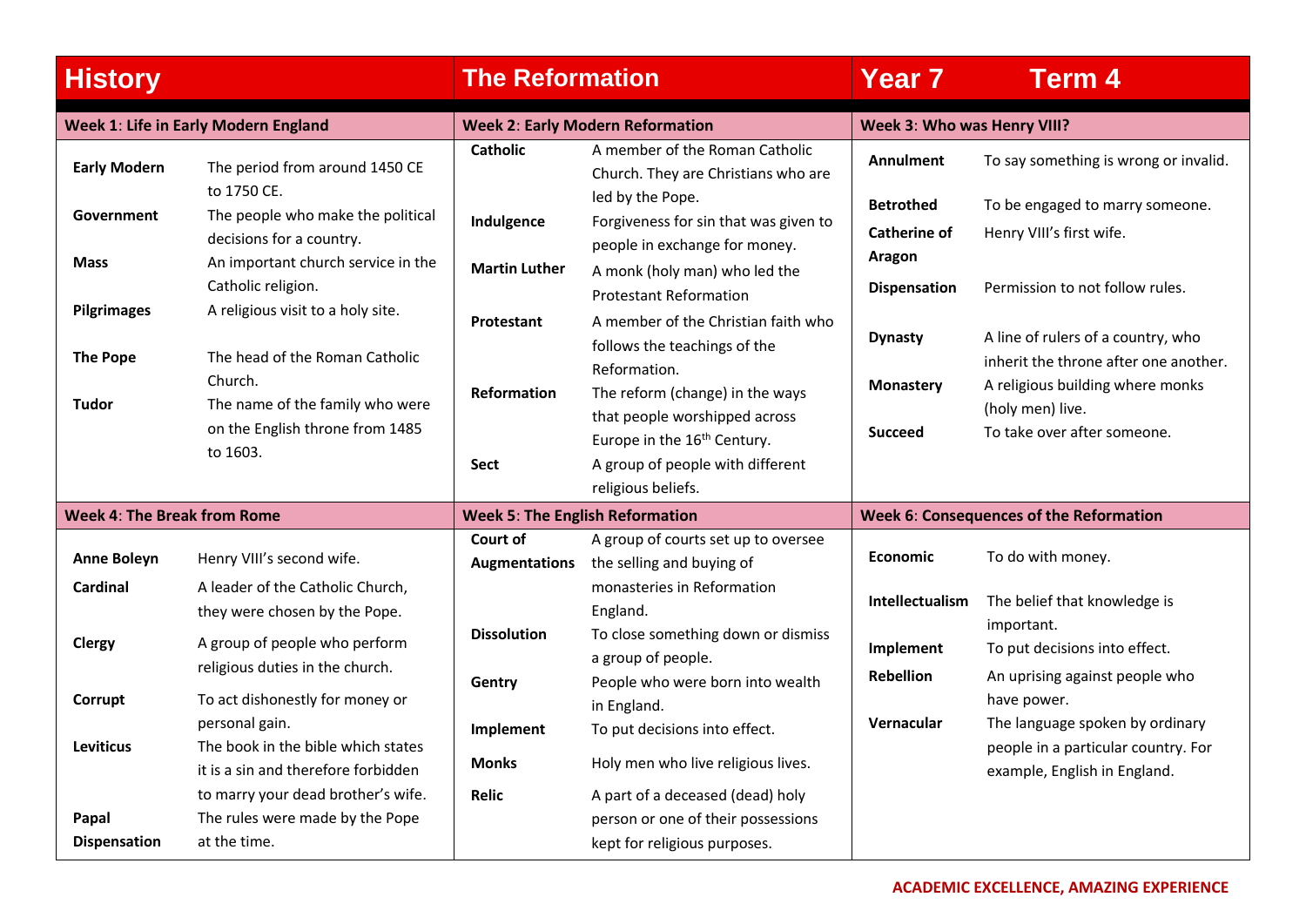# History — The Reformation — Year 7 Term 4

## Week 1: Life in Early Modern England

| Term | Definition |
|---|---|
| **Early Modern** | The period from around 1450 CE to 1750 CE. |
| **Government** | The people who make the political decisions for a country. |
| **Mass** | An important church service in the Catholic religion. |
| **Pilgrimages** | A religious visit to a holy site. |
| **The Pope** | The head of the Roman Catholic Church. |
| **Tudor** | The name of the family who were on the English throne from 1485 to 1603. |

## Week 2: Early Modern Reformation

| Term | Definition |
|---|---|
| **Catholic** | A member of the Roman Catholic Church. They are Christians who are led by the Pope. |
| **Indulgence** | Forgiveness for sin that was given to people in exchange for money. |
| **Martin Luther** | A monk (holy man) who led the Protestant Reformation |
| **Protestant** | A member of the Christian faith who follows the teachings of the Reformation. |
| **Reformation** | The reform (change) in the ways that people worshipped across Europe in the 16th Century. |
| **Sect** | A group of people with different religious beliefs. |

## Week 3: Who was Henry VIII?

| Term | Definition |
|---|---|
| **Annulment** | To say something is wrong or invalid. |
| **Betrothed** | To be engaged to marry someone. |
| **Catherine of Aragon** | Henry VIII's first wife. |
| **Dispensation** | Permission to not follow rules. |
| **Dynasty** | A line of rulers of a country, who inherit the throne after one another. |
| **Monastery** | A religious building where monks (holy men) live. |
| **Succeed** | To take over after someone. |

## Week 4: The Break from Rome

| Term | Definition |
|---|---|
| **Anne Boleyn** | Henry VIII's second wife. |
| **Cardinal** | A leader of the Catholic Church, they were chosen by the Pope. |
| **Clergy** | A group of people who perform religious duties in the church. |
| **Corrupt** | To act dishonestly for money or personal gain. |
| **Leviticus** | The book in the bible which states it is a sin and therefore forbidden to marry your dead brother's wife. |
| **Papal Dispensation** | The rules were made by the Pope at the time. |

## Week 5: The English Reformation

| Term | Definition |
|---|---|
| **Court of Augmentations** | A group of courts set up to oversee the selling and buying of monasteries in Reformation England. |
| **Dissolution** | To close something down or dismiss a group of people. |
| **Gentry** | People who were born into wealth in England. |
| **Implement** | To put decisions into effect. |
| **Monks** | Holy men who live religious lives. |
| **Relic** | A part of a deceased (dead) holy person or one of their possessions kept for religious purposes. |

## Week 6: Consequences of the Reformation

| Term | Definition |
|---|---|
| **Economic** | To do with money. |
| **Intellectualism** | The belief that knowledge is important. |
| **Implement** | To put decisions into effect. |
| **Rebellion** | An uprising against people who have power. |
| **Vernacular** | The language spoken by ordinary people in a particular country. For example, English in England. |

ACADEMIC EXCELLENCE, AMAZING EXPERIENCE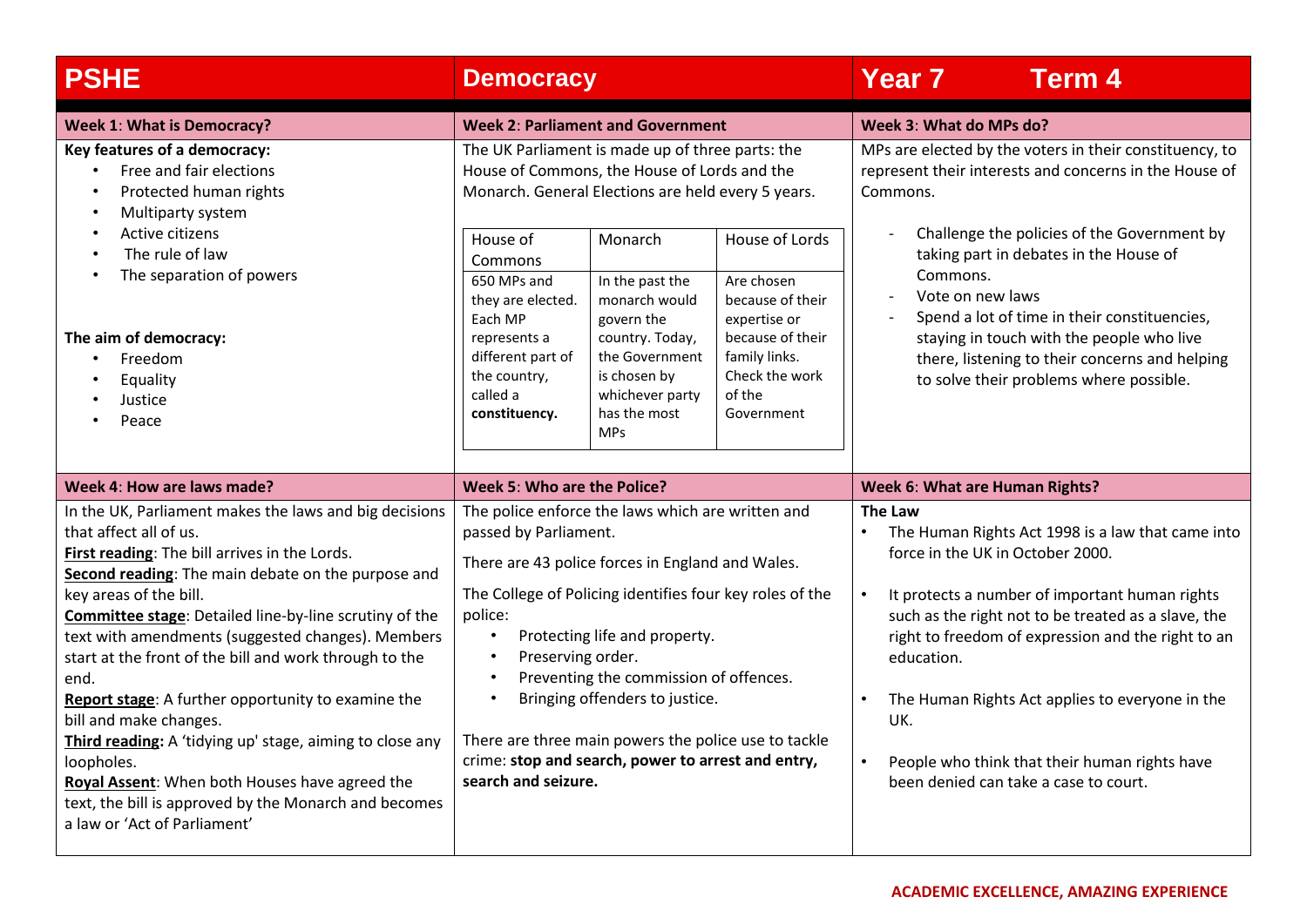# PSHE — Democracy — Year 7 Term 4

## Week 1: What is Democracy?

**Key features of a democracy:**

- Free and fair elections
- Protected human rights
- Multiparty system
- Active citizens
- The rule of law
- The separation of powers

**The aim of democracy:**

- Freedom
- Equality
- Justice
- Peace

## Week 2: Parliament and Government

The UK Parliament is made up of three parts: the House of Commons, the House of Lords and the Monarch. General Elections are held every 5 years.

| House of Commons | Monarch | House of Lords |
|---|---|---|
| 650 MPs and they are elected. Each MP represents a different part of the country, called a **constituency.** | In the past the monarch would govern the country. Today, the Government is chosen by whichever party has the most MPs | Are chosen because of their expertise or because of their family links. Check the work of the Government |

## Week 3: What do MPs do?

MPs are elected by the voters in their constituency, to represent their interests and concerns in the House of Commons.

- Challenge the policies of the Government by taking part in debates in the House of Commons.
- Vote on new laws
- Spend a lot of time in their constituencies, staying in touch with the people who live there, listening to their concerns and helping to solve their problems where possible.

## Week 4: How are laws made?

In the UK, Parliament makes the laws and big decisions that affect all of us.

**First reading**: The bill arrives in the Lords.

**Second reading**: The main debate on the purpose and key areas of the bill.

**Committee stage**: Detailed line-by-line scrutiny of the text with amendments (suggested changes). Members start at the front of the bill and work through to the end.

**Report stage**: A further opportunity to examine the bill and make changes.

**Third reading:** A 'tidying up' stage, aiming to close any loopholes.

**Royal Assent**: When both Houses have agreed the text, the bill is approved by the Monarch and becomes a law or 'Act of Parliament'

## Week 5: Who are the Police?

The police enforce the laws which are written and passed by Parliament.

There are 43 police forces in England and Wales.

The College of Policing identifies four key roles of the police:

- Protecting life and property.
- Preserving order.
- Preventing the commission of offences.
- Bringing offenders to justice.

There are three main powers the police use to tackle crime: **stop and search, power to arrest and entry, search and seizure.**

## Week 6: What are Human Rights?

**The Law**

- The Human Rights Act 1998 is a law that came into force in the UK in October 2000.
- It protects a number of important human rights such as the right not to be treated as a slave, the right to freedom of expression and the right to an education.
- The Human Rights Act applies to everyone in the UK.
- People who think that their human rights have been denied can take a case to court.

ACADEMIC EXCELLENCE, AMAZING EXPERIENCE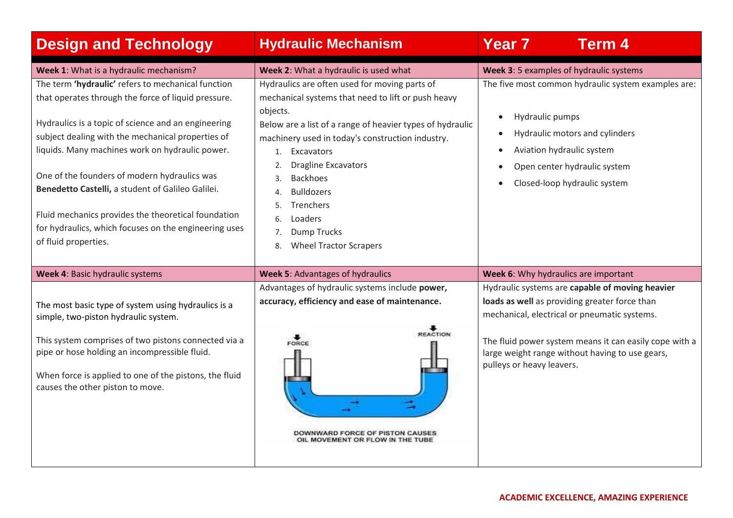# Design and Technology — Hydraulic Mechanism — Year 7 Term 4

## Week 1: What is a hydraulic mechanism?

The term **'hydraulic'** refers to mechanical function that operates through the force of liquid pressure.

Hydraulics is a topic of science and an engineering subject dealing with the mechanical properties of liquids. Many machines work on hydraulic power.

One of the founders of modern hydraulics was **Benedetto Castelli,** a student of Galileo Galilei.

Fluid mechanics provides the theoretical foundation for hydraulics, which focuses on the engineering uses of fluid properties.

## Week 2: What a hydraulic is used what

Hydraulics are often used for moving parts of mechanical systems that need to lift or push heavy objects.

Below are a list of a range of heavier types of hydraulic machinery used in today's construction industry.

1. Excavators
2. Dragline Excavators
3. Backhoes
4. Bulldozers
5. Trenchers
6. Loaders
7. Dump Trucks
8. Wheel Tractor Scrapers

## Week 3: 5 examples of hydraulic systems

The five most common hydraulic system examples are:

- Hydraulic pumps
- Hydraulic motors and cylinders
- Aviation hydraulic system
- Open center hydraulic system
- Closed-loop hydraulic system

## Week 4: Basic hydraulic systems

The most basic type of system using hydraulics is a simple, two-piston hydraulic system.

This system comprises of two pistons connected via a pipe or hose holding an incompressible fluid.

When force is applied to one of the pistons, the fluid causes the other piston to move.

## Week 5: Advantages of hydraulics

Advantages of hydraulic systems include **power, accuracy, efficiency and ease of maintenance.**

FORCE — REACTION

DOWNWARD FORCE OF PISTON CAUSES OIL MOVEMENT OR FLOW IN THE TUBE

## Week 6: Why hydraulics are important

Hydraulic systems are **capable of moving heavier loads as well** as providing greater force than mechanical, electrical or pneumatic systems.

The fluid power system means it can easily cope with a large weight range without having to use gears, pulleys or heavy leavers.

ACADEMIC EXCELLENCE, AMAZING EXPERIENCE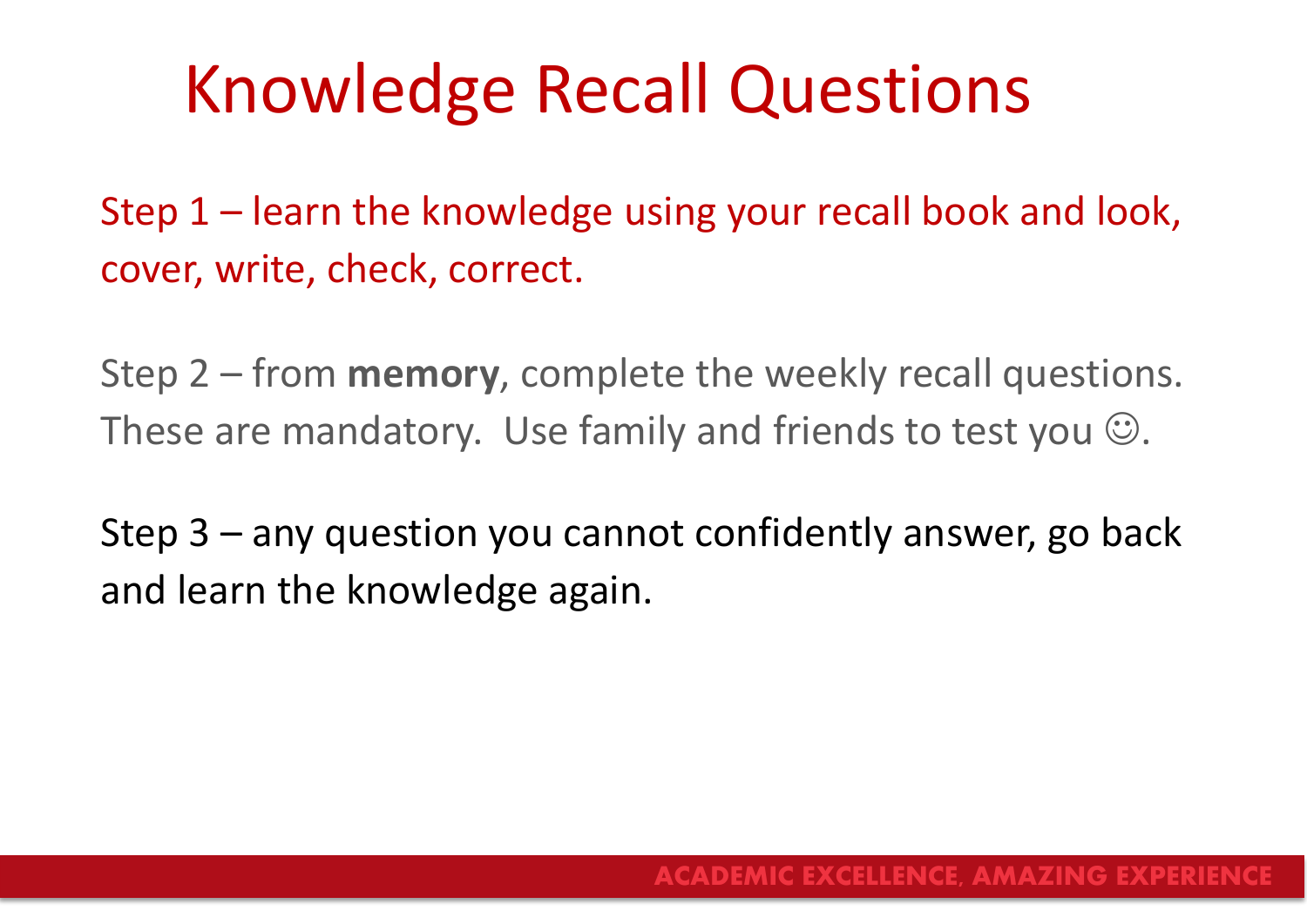# Knowledge Recall Questions

Step 1 – learn the knowledge using your recall book and look, cover, write, check, correct.

Step 2 – from **memory**, complete the weekly recall questions. These are mandatory. Use family and friends to test you ☺.

Step 3 – any question you cannot confidently answer, go back and learn the knowledge again.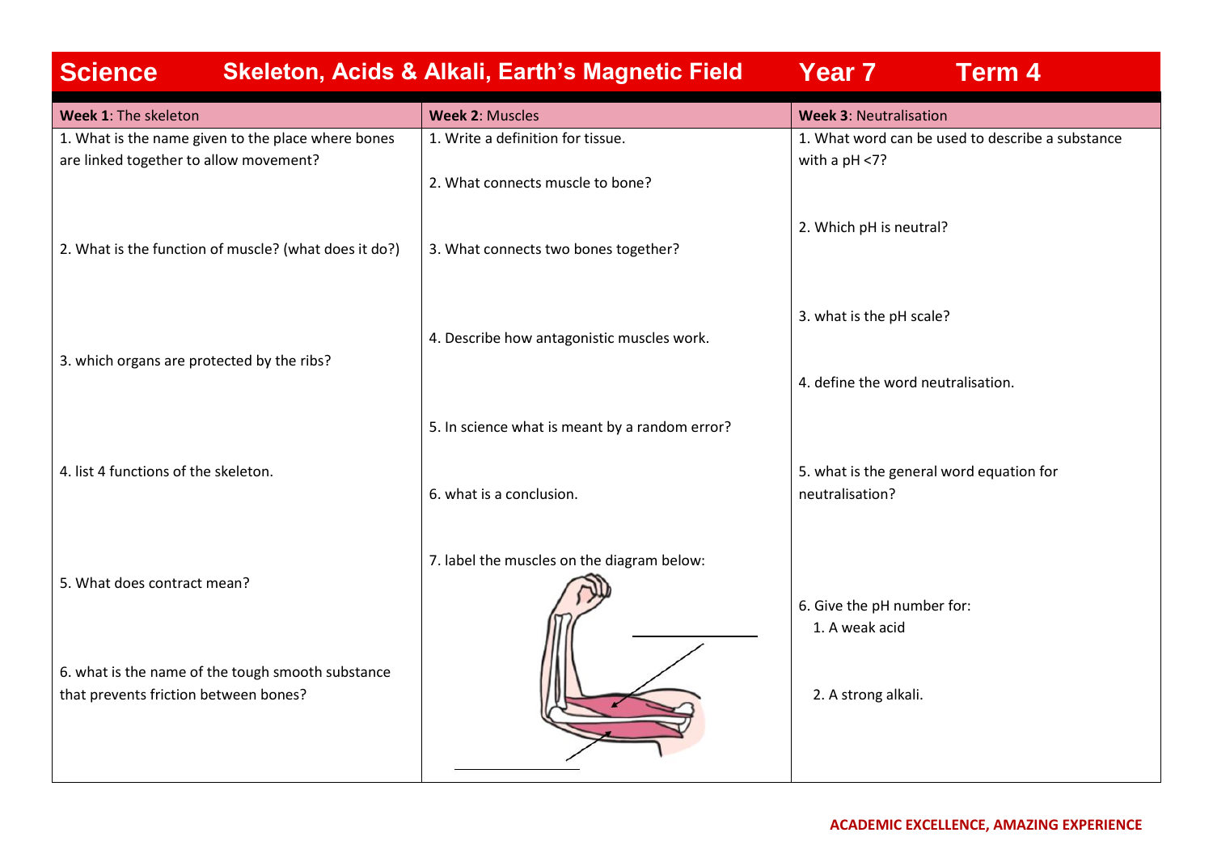# Science — Skeleton, Acids & Alkali, Earth's Magnetic Field — Year 7 — Term 4

| **Week 1**: The skeleton | **Week 2**: Muscles | **Week 3**: Neutralisation |
|---|---|---|
| 1. What is the name given to the place where bones are linked together to allow movement? | 1. Write a definition for tissue. | 1. What word can be used to describe a substance with a pH <7? |
| 2. What is the function of muscle? (what does it do?) | 2. What connects muscle to bone? | 2. Which pH is neutral? |
| 3. which organs are protected by the ribs? | 3. What connects two bones together? | 3. what is the pH scale? |
| 4. list 4 functions of the skeleton. | 4. Describe how antagonistic muscles work. | 4. define the word neutralisation. |
| 5. What does contract mean? | 5. In science what is meant by a random error? | 5. what is the general word equation for neutralisation? |
| 6. what is the name of the tough smooth substance that prevents friction between bones? | 6. what is a conclusion. | 6. Give the pH number for: 1. A weak acid 2. A strong alkali. |
| | 7. label the muscles on the diagram below: | |

ACADEMIC EXCELLENCE, AMAZING EXPERIENCE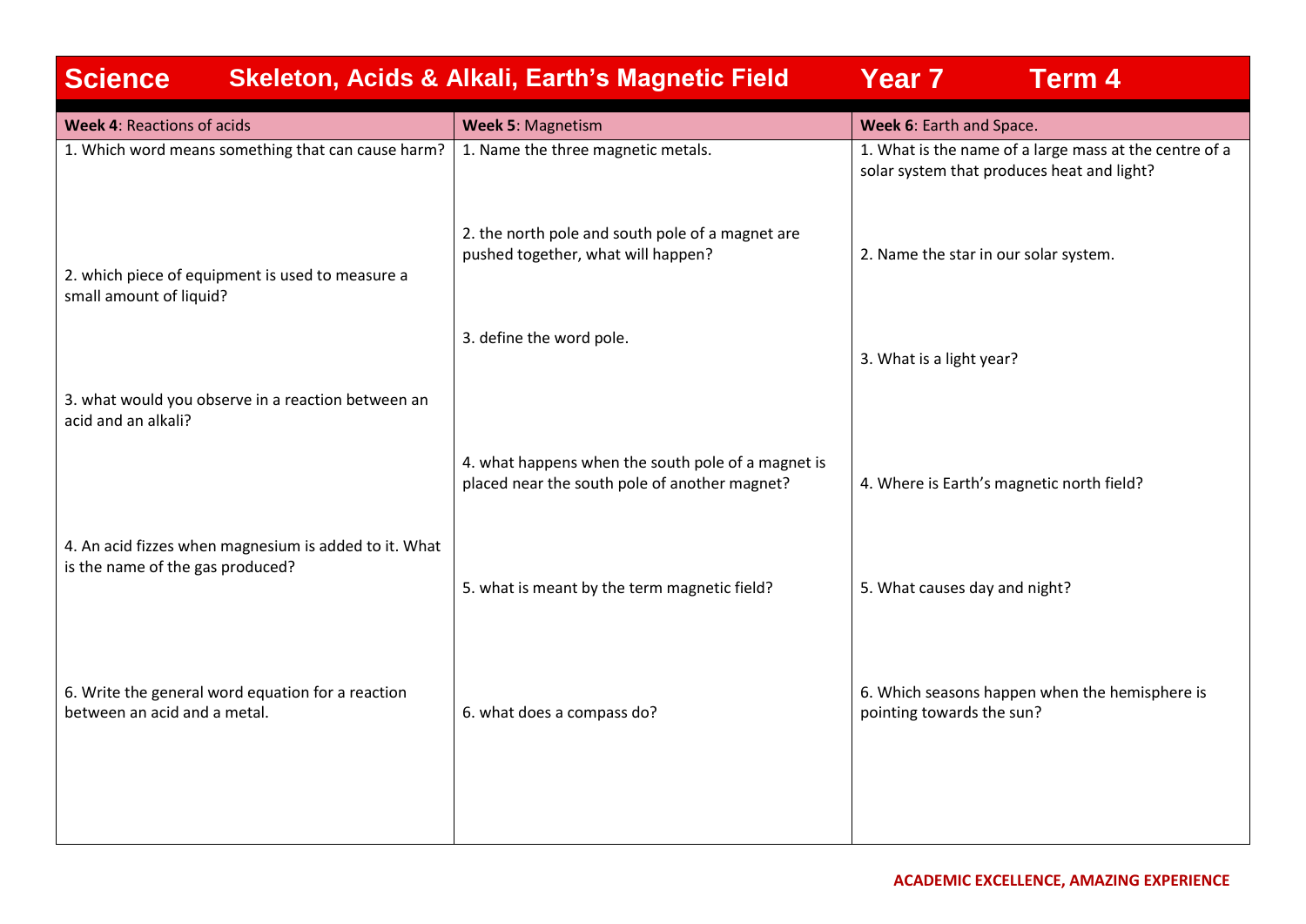# Science Skeleton, Acids & Alkali, Earth's Magnetic Field Year 7 Term 4

| **Week 4**: Reactions of acids | **Week 5**: Magnetism | **Week 6**: Earth and Space. |
|---|---|---|
| 1. Which word means something that can cause harm? | 1. Name the three magnetic metals. | 1. What is the name of a large mass at the centre of a solar system that produces heat and light? |
| 2. which piece of equipment is used to measure a small amount of liquid? | 2. the north pole and south pole of a magnet are pushed together, what will happen? | 2. Name the star in our solar system. |
| 3. what would you observe in a reaction between an acid and an alkali? | 3. define the word pole. | 3. What is a light year? |
| 4. An acid fizzes when magnesium is added to it. What is the name of the gas produced? | 4. what happens when the south pole of a magnet is placed near the south pole of another magnet? | 4. Where is Earth's magnetic north field? |
| | 5. what is meant by the term magnetic field? | 5. What causes day and night? |
| 6. Write the general word equation for a reaction between an acid and a metal. | 6. what does a compass do? | 6. Which seasons happen when the hemisphere is pointing towards the sun? |

ACADEMIC EXCELLENCE, AMAZING EXPERIENCE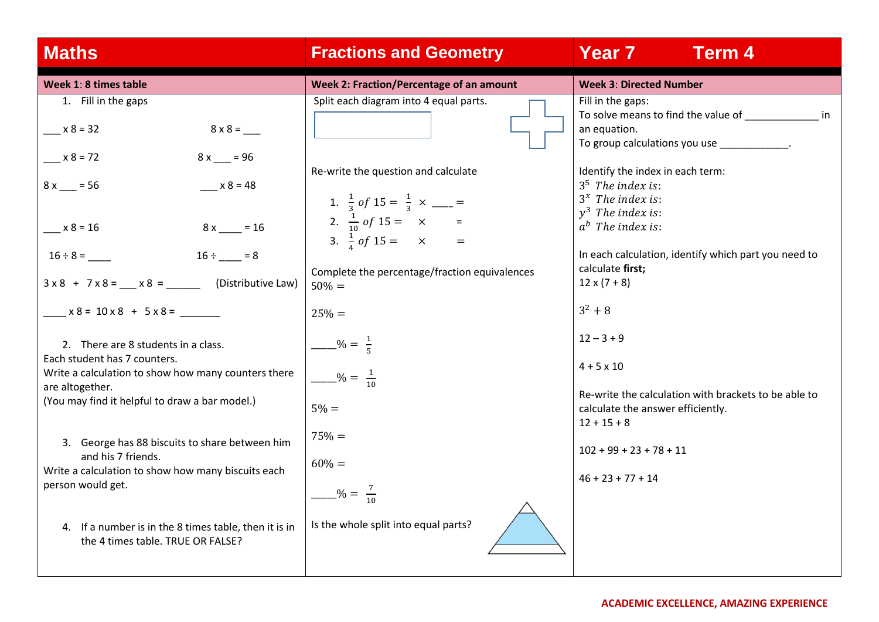| Maths | Fractions and Geometry | Year 7 Term 4 |
|---|---|---|
| **Week 1: 8 times table** | **Week 2: Fraction/Percentage of an amount** | **Week 3: Directed Number** |

## Week 1: 8 times table

1. Fill in the gaps

___ x 8 = 32 &nbsp;&nbsp;&nbsp;&nbsp; 8 x 8 = ___

___ x 8 = 72 &nbsp;&nbsp;&nbsp;&nbsp; 8 x ___ = 96

8 x ___ = 56 &nbsp;&nbsp;&nbsp;&nbsp; ___ x 8 = 48

___ x 8 = 16 &nbsp;&nbsp;&nbsp;&nbsp; 8 x ____ = 16

16 ÷ 8 = ____ &nbsp;&nbsp;&nbsp;&nbsp; 16 ÷ ____ = 8

3 x 8 + 7 x 8 = ___ x 8 = ______ (Distributive Law)

____ x 8 = 10 x 8 + 5 x 8 = _______

2. There are 8 students in a class.
Each student has 7 counters.
Write a calculation to show how many counters there are altogether.
(You may find it helpful to draw a bar model.)

3. George has 88 biscuits to share between him and his 7 friends.
Write a calculation to show how many biscuits each person would get.

4. If a number is in the 8 times table, then it is in the 4 times table. TRUE OR FALSE?

## Week 2: Fraction/Percentage of an amount

Split each diagram into 4 equal parts.

Re-write the question and calculate

1. $\frac{1}{3}$ $of$ $15 = \frac{1}{3} \times$ ____ $=$
2. $\frac{1}{10}$ $of$ $15 =$ $\times$ $=$
3. $\frac{1}{4}$ $of$ $15 =$ $\times$ $=$

Complete the percentage/fraction equivalences

$50\% =$

$25\% =$

____$\% = \frac{1}{5}$

____$\% = \frac{1}{10}$

$5\% =$

$75\% =$

$60\% =$

____$\% = \frac{7}{10}$

Is the whole split into equal parts?

## Week 3: Directed Number

Fill in the gaps:
To solve means to find the value of _____________ in an equation.
To group calculations you use ____________.

Identify the index in each term:
$3^5$ $The\ index\ is:$
$3^x$ $The\ index\ is:$
$y^3$ $The\ index\ is:$
$a^b$ $The\ index\ is:$

In each calculation, identify which part you need to calculate **first;**
12 x (7 + 8)

$3^2 + 8$

12 – 3 + 9

4 + 5 x 10

Re-write the calculation with brackets to be able to calculate the answer efficiently.
12 + 15 + 8

102 + 99 + 23 + 78 + 11

46 + 23 + 77 + 14

ACADEMIC EXCELLENCE, AMAZING EXPERIENCE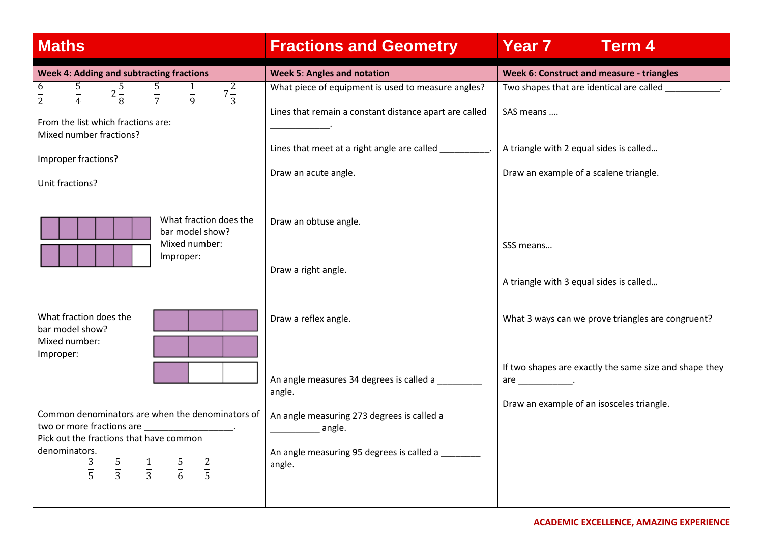| Maths | Fractions and Geometry | Year 7 Term 4 |
|---|---|---|
| **Week 4: Adding and subtracting fractions** | **Week 5: Angles and notation** | **Week 6: Construct and measure - triangles** |
| $\frac{6}{2}$ $\frac{5}{4}$ $2\frac{5}{8}$ $\frac{5}{7}$ $\frac{1}{9}$ $7\frac{2}{3}$<br><br>From the list which fractions are:<br>Mixed number fractions?<br><br>Improper fractions?<br><br>Unit fractions?<br><br>What fraction does the bar model show?<br>Mixed number:<br>Improper:<br><br>What fraction does the bar model show?<br>Mixed number:<br>Improper:<br><br>Common denominators are when the denominators of two or more fractions are ________________.<br>Pick out the fractions that have common denominators.<br>$\frac{3}{5}$ $\frac{5}{3}$ $\frac{1}{3}$ $\frac{5}{6}$ $\frac{2}{5}$ | What piece of equipment is used to measure angles?<br><br>Lines that remain a constant distance apart are called ___________.<br><br>Lines that meet at a right angle are called __________.<br><br>Draw an acute angle.<br><br>Draw an obtuse angle.<br><br>Draw a right angle.<br><br>Draw a reflex angle.<br><br>An angle measures 34 degrees is called a _________ angle.<br><br>An angle measuring 273 degrees is called a __________ angle.<br><br>An angle measuring 95 degrees is called a ________ angle. | Two shapes that are identical are called ___________.<br><br>SAS means ….<br><br>A triangle with 2 equal sides is called…<br><br>Draw an example of a scalene triangle.<br><br>SSS means…<br><br>A triangle with 3 equal sides is called…<br><br>What 3 ways can we prove triangles are congruent?<br><br>If two shapes are exactly the same size and shape they are ___________.<br><br>Draw an example of an isosceles triangle. |

ACADEMIC EXCELLENCE, AMAZING EXPERIENCE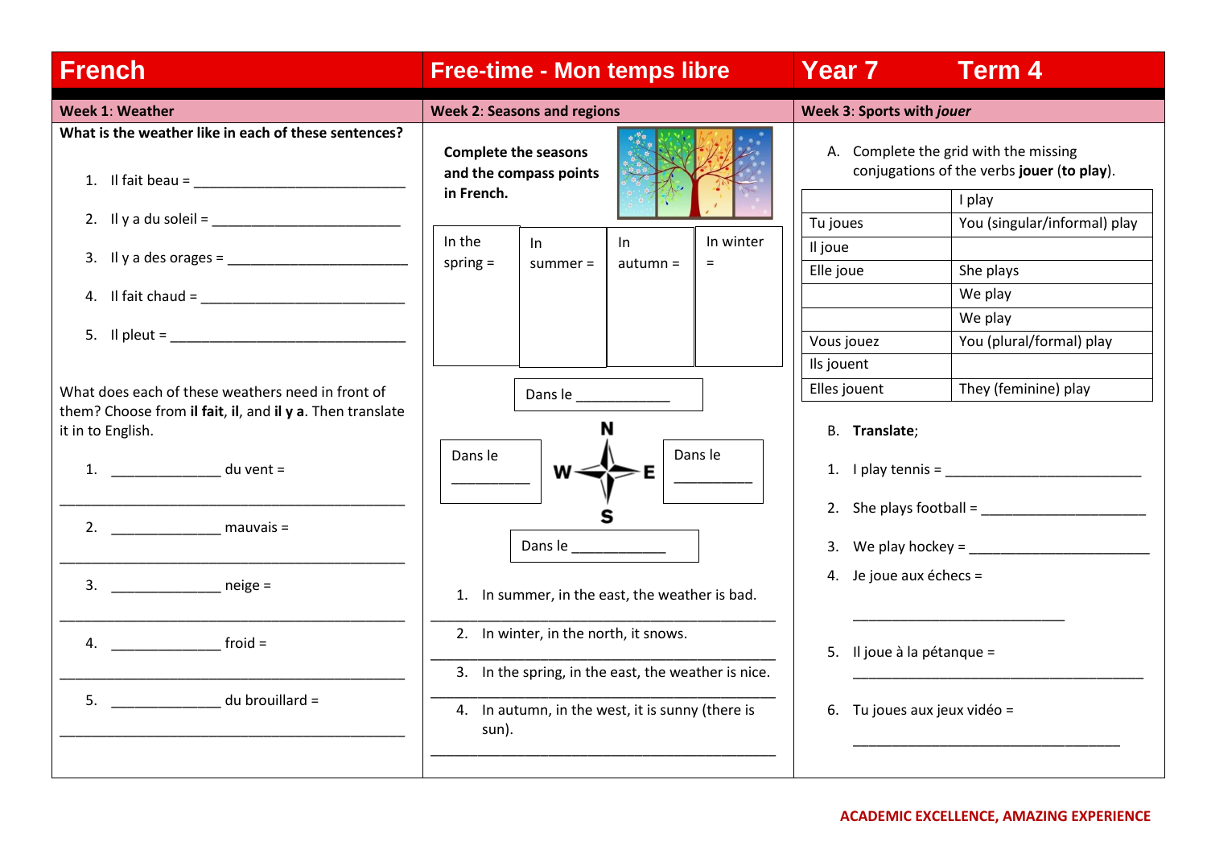# French | Free-time - Mon temps libre | Year 7 Term 4

## Week 1: Weather

**What is the weather like in each of these sentences?**

1. Il fait beau = ____________________________
2. Il y a du soleil = ___________________________
3. Il y a des orages = _________________________
4. Il fait chaud = _____________________________
5. Il pleut = _________________________________

What does each of these weathers need in front of them? Choose from **il fait**, **il**, and **il y a**. Then translate it in to English.

1. _______________ du vent =

_____________________________________________

2. _______________ mauvais =

_____________________________________________

3. _______________ neige =

_____________________________________________

4. _______________ froid =

_____________________________________________

5. _______________ du brouillard =

_____________________________________________

## Week 2: Seasons and regions

**Complete the seasons and the compass points in French.**

| In the spring = | In summer = | In autumn = | In winter = |
|---|---|---|---|
| | | | |

Dans le ____________ (N)

Dans le __________ (W)

Dans le __________ (E)

Dans le ____________ (S)

1. In summer, in the east, the weather is bad.

_____________________________________________

2. In winter, in the north, it snows.

_____________________________________________

3. In the spring, in the east, the weather is nice.

_____________________________________________

4. In autumn, in the west, it is sunny (there is sun).

_____________________________________________

## Week 3: Sports with *jouer*

A. Complete the grid with the missing conjugations of the verbs **jouer** (**to play**).

| | I play |
|---|---|
| Tu joues | You (singular/informal) play |
| Il joue | |
| Elle joue | She plays |
| | We play |
| | We play |
| Vous jouez | You (plural/formal) play |
| Ils jouent | |
| Elles jouent | They (feminine) play |

B. **Translate**;

1. I play tennis = ___________________________
2. She plays football = ________________________
3. We play hockey = __________________________
4. Je joue aux échecs =

   ____________________________

5. Il joue à la pétanque =

   ______________________________________

6. Tu joues aux jeux vidéo =

   ___________________________________

ACADEMIC EXCELLENCE, AMAZING EXPERIENCE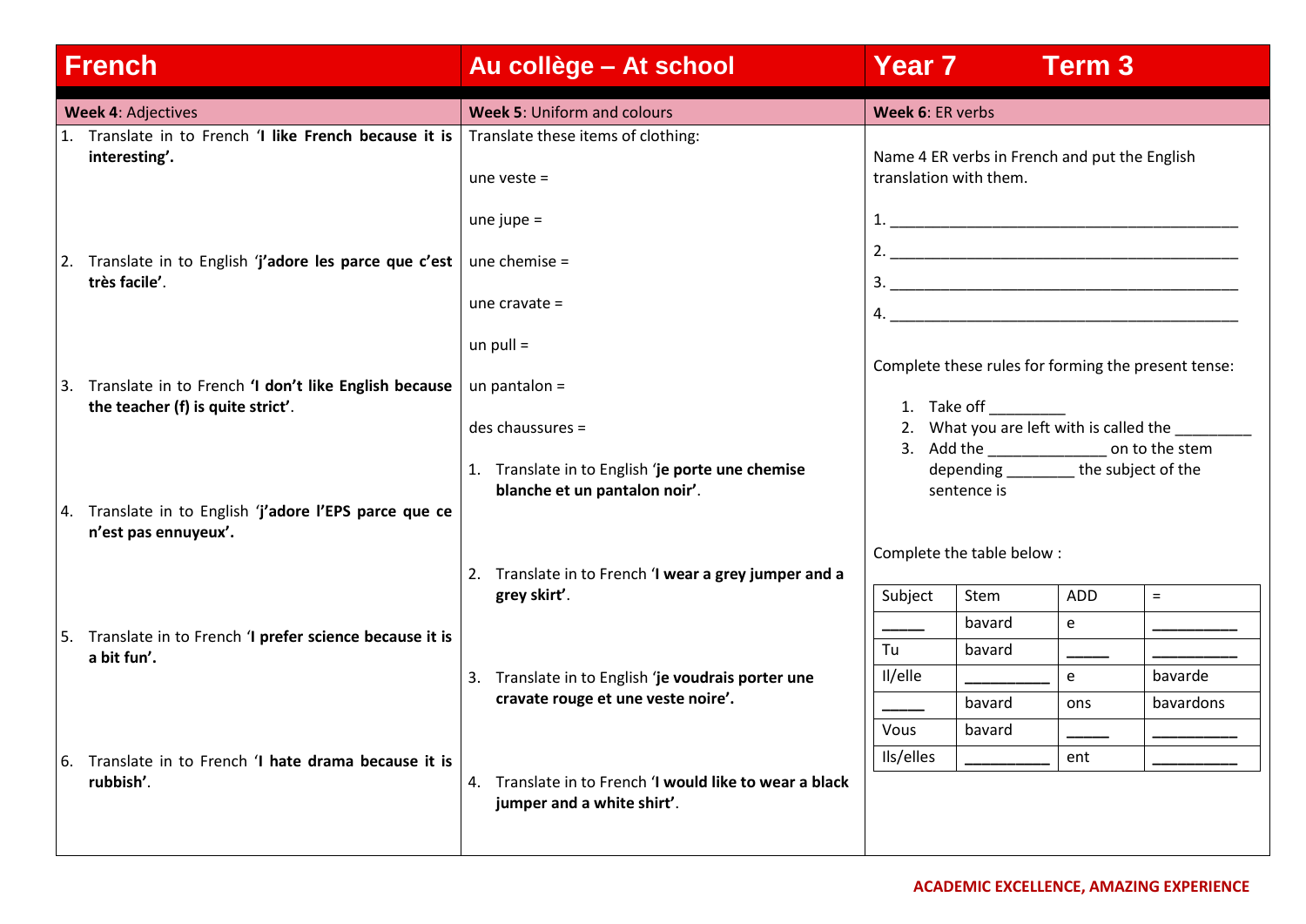# French | Au collège – At school | Year 7 Term 3

## Week 4: Adjectives

1. Translate in to French '**I like French because it is interesting'.**

2. Translate in to English '**j'adore les parce que c'est très facile'**.

3. Translate in to French **'I don't like English because the teacher (f) is quite strict'**.

4. Translate in to English '**j'adore l'EPS parce que ce n'est pas ennuyeux'.**

5. Translate in to French '**I prefer science because it is a bit fun'.**

6. Translate in to French '**I hate drama because it is rubbish'**.

## Week 5: Uniform and colours

Translate these items of clothing:

une veste =

une jupe =

une chemise =

une cravate =

un pull =

un pantalon =

des chaussures =

1. Translate in to English '**je porte une chemise blanche et un pantalon noir'**.

2. Translate in to French '**I wear a grey jumper and a grey skirt'**.

3. Translate in to English '**je voudrais porter une cravate rouge et une veste noire'.**

4. Translate in to French '**I would like to wear a black jumper and a white shirt'**.

## Week 6: ER verbs

Name 4 ER verbs in French and put the English translation with them.

1. ________________________________________
2. ________________________________________
3. ________________________________________
4. ________________________________________

Complete these rules for forming the present tense:

1. Take off _________
2. What you are left with is called the _________
3. Add the ______________ on to the stem depending ________ the subject of the sentence is

Complete the table below :

| Subject | Stem | ADD | = |
|---|---|---|---|
| _____ | bavard | e | __________ |
| Tu | bavard | _____ | __________ |
| Il/elle | __________ | e | bavarde |
| _____ | bavard | ons | bavardons |
| Vous | bavard | _____ | __________ |
| Ils/elles | __________ | ent | __________ |

ACADEMIC EXCELLENCE, AMAZING EXPERIENCE